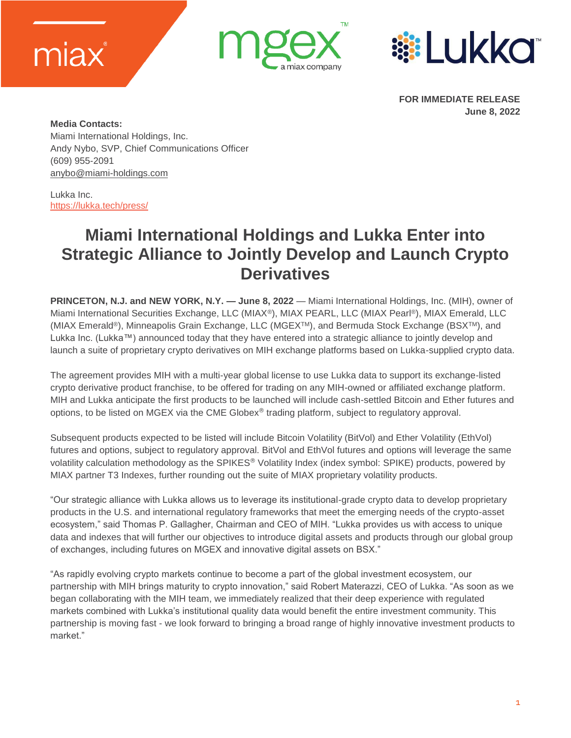**FOR IMMEDIATE RELEASE**
**June 8, 2022**

**Media Contacts:**
Miami International Holdings, Inc.
Andy Nybo, SVP, Chief Communications Officer
(609) 955-2091
anybo@miami-holdings.com

Lukka Inc.
https://lukka.tech/press/

# Miami International Holdings and Lukka Enter into Strategic Alliance to Jointly Develop and Launch Crypto Derivatives

**PRINCETON, N.J. and NEW YORK, N.Y. — June 8, 2022** — Miami International Holdings, Inc. (MIH), owner of Miami International Securities Exchange, LLC (MIAX®), MIAX PEARL, LLC (MIAX Pearl®), MIAX Emerald, LLC (MIAX Emerald®), Minneapolis Grain Exchange, LLC (MGEX™), and Bermuda Stock Exchange (BSX™), and Lukka Inc. (Lukka™) announced today that they have entered into a strategic alliance to jointly develop and launch a suite of proprietary crypto derivatives on MIH exchange platforms based on Lukka-supplied crypto data.

The agreement provides MIH with a multi-year global license to use Lukka data to support its exchange-listed crypto derivative product franchise, to be offered for trading on any MIH-owned or affiliated exchange platform. MIH and Lukka anticipate the first products to be launched will include cash-settled Bitcoin and Ether futures and options, to be listed on MGEX via the CME Globex® trading platform, subject to regulatory approval.

Subsequent products expected to be listed will include Bitcoin Volatility (BitVol) and Ether Volatility (EthVol) futures and options, subject to regulatory approval. BitVol and EthVol futures and options will leverage the same volatility calculation methodology as the SPIKES® Volatility Index (index symbol: SPIKE) products, powered by MIAX partner T3 Indexes, further rounding out the suite of MIAX proprietary volatility products.

"Our strategic alliance with Lukka allows us to leverage its institutional-grade crypto data to develop proprietary products in the U.S. and international regulatory frameworks that meet the emerging needs of the crypto-asset ecosystem," said Thomas P. Gallagher, Chairman and CEO of MIH. "Lukka provides us with access to unique data and indexes that will further our objectives to introduce digital assets and products through our global group of exchanges, including futures on MGEX and innovative digital assets on BSX."

"As rapidly evolving crypto markets continue to become a part of the global investment ecosystem, our partnership with MIH brings maturity to crypto innovation," said Robert Materazzi, CEO of Lukka. "As soon as we began collaborating with the MIH team, we immediately realized that their deep experience with regulated markets combined with Lukka's institutional quality data would benefit the entire investment community. This partnership is moving fast - we look forward to bringing a broad range of highly innovative investment products to market."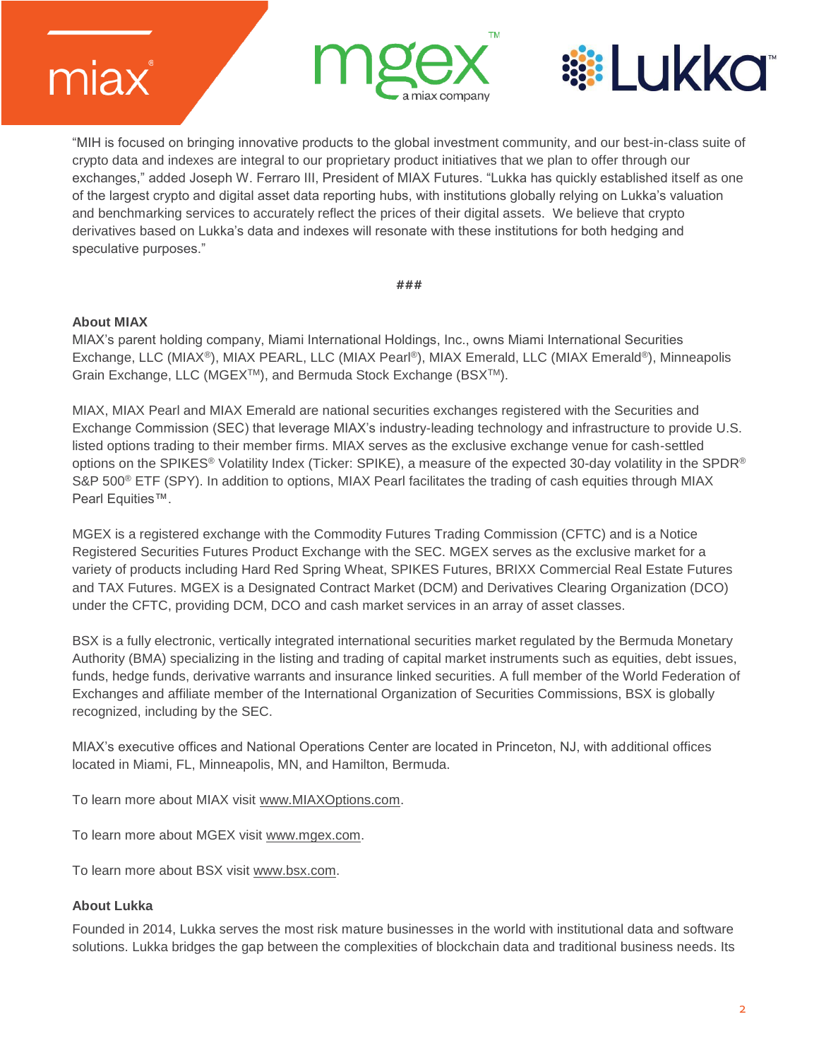"MIH is focused on bringing innovative products to the global investment community, and our best-in-class suite of crypto data and indexes are integral to our proprietary product initiatives that we plan to offer through our exchanges," added Joseph W. Ferraro III, President of MIAX Futures. "Lukka has quickly established itself as one of the largest crypto and digital asset data reporting hubs, with institutions globally relying on Lukka's valuation and benchmarking services to accurately reflect the prices of their digital assets. We believe that crypto derivatives based on Lukka's data and indexes will resonate with these institutions for both hedging and speculative purposes."

###

**About MIAX**

MIAX's parent holding company, Miami International Holdings, Inc., owns Miami International Securities Exchange, LLC (MIAX®), MIAX PEARL, LLC (MIAX Pearl®), MIAX Emerald, LLC (MIAX Emerald®), Minneapolis Grain Exchange, LLC (MGEX™), and Bermuda Stock Exchange (BSX™).

MIAX, MIAX Pearl and MIAX Emerald are national securities exchanges registered with the Securities and Exchange Commission (SEC) that leverage MIAX's industry-leading technology and infrastructure to provide U.S. listed options trading to their member firms. MIAX serves as the exclusive exchange venue for cash-settled options on the SPIKES® Volatility Index (Ticker: SPIKE), a measure of the expected 30-day volatility in the SPDR® S&P 500® ETF (SPY). In addition to options, MIAX Pearl facilitates the trading of cash equities through MIAX Pearl Equities™.

MGEX is a registered exchange with the Commodity Futures Trading Commission (CFTC) and is a Notice Registered Securities Futures Product Exchange with the SEC. MGEX serves as the exclusive market for a variety of products including Hard Red Spring Wheat, SPIKES Futures, BRIXX Commercial Real Estate Futures and TAX Futures. MGEX is a Designated Contract Market (DCM) and Derivatives Clearing Organization (DCO) under the CFTC, providing DCM, DCO and cash market services in an array of asset classes.

BSX is a fully electronic, vertically integrated international securities market regulated by the Bermuda Monetary Authority (BMA) specializing in the listing and trading of capital market instruments such as equities, debt issues, funds, hedge funds, derivative warrants and insurance linked securities. A full member of the World Federation of Exchanges and affiliate member of the International Organization of Securities Commissions, BSX is globally recognized, including by the SEC.

MIAX's executive offices and National Operations Center are located in Princeton, NJ, with additional offices located in Miami, FL, Minneapolis, MN, and Hamilton, Bermuda.

To learn more about MIAX visit www.MIAXOptions.com.

To learn more about MGEX visit www.mgex.com.

To learn more about BSX visit www.bsx.com.

**About Lukka**

Founded in 2014, Lukka serves the most risk mature businesses in the world with institutional data and software solutions. Lukka bridges the gap between the complexities of blockchain data and traditional business needs. Its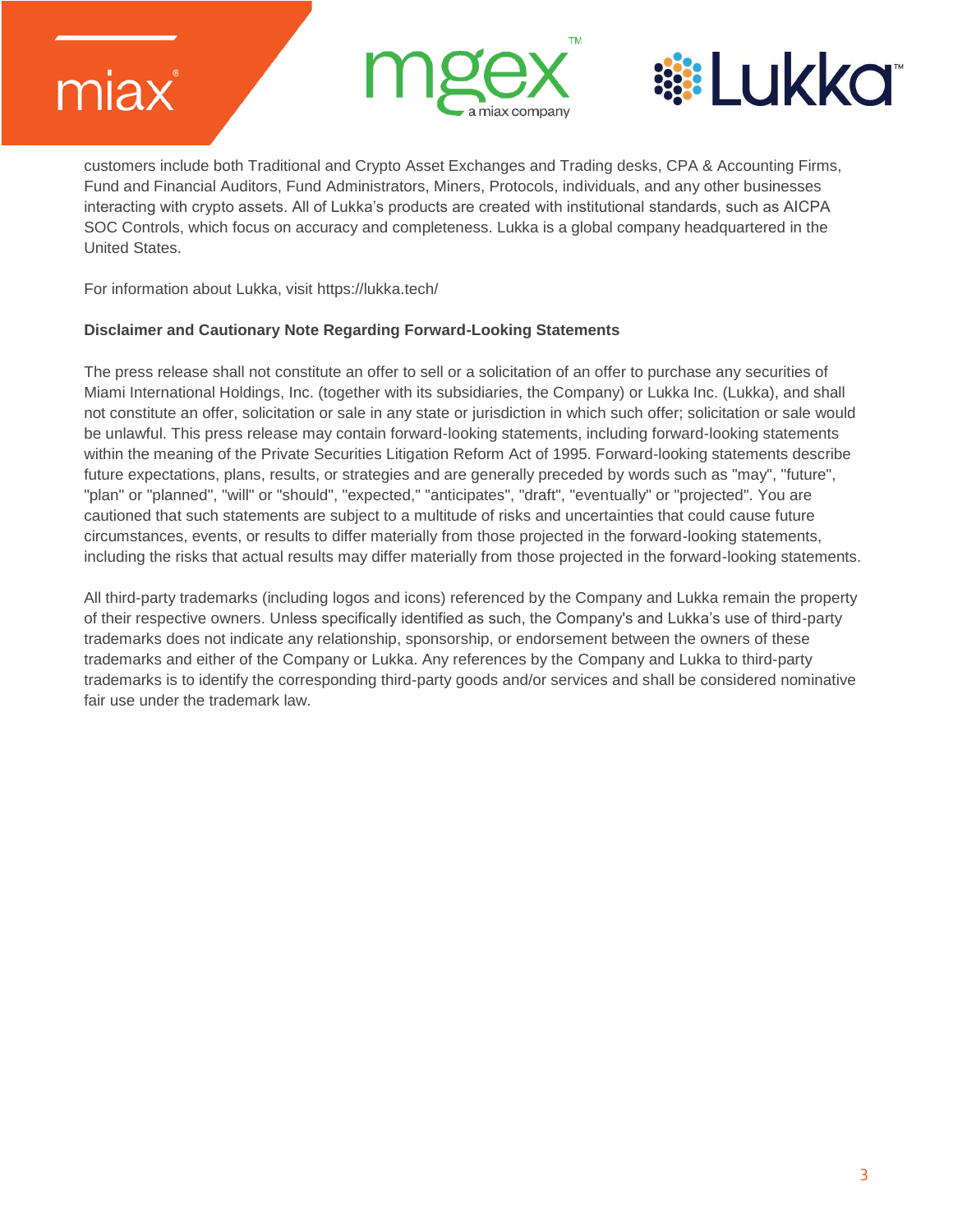customers include both Traditional and Crypto Asset Exchanges and Trading desks, CPA & Accounting Firms, Fund and Financial Auditors, Fund Administrators, Miners, Protocols, individuals, and any other businesses interacting with crypto assets. All of Lukka's products are created with institutional standards, such as AICPA SOC Controls, which focus on accuracy and completeness. Lukka is a global company headquartered in the United States.

For information about Lukka, visit https://lukka.tech/

**Disclaimer and Cautionary Note Regarding Forward-Looking Statements**

The press release shall not constitute an offer to sell or a solicitation of an offer to purchase any securities of Miami International Holdings, Inc. (together with its subsidiaries, the Company) or Lukka Inc. (Lukka), and shall not constitute an offer, solicitation or sale in any state or jurisdiction in which such offer; solicitation or sale would be unlawful. This press release may contain forward-looking statements, including forward-looking statements within the meaning of the Private Securities Litigation Reform Act of 1995. Forward-looking statements describe future expectations, plans, results, or strategies and are generally preceded by words such as "may", "future", "plan" or "planned", "will" or "should", "expected," "anticipates", "draft", "eventually" or "projected". You are cautioned that such statements are subject to a multitude of risks and uncertainties that could cause future circumstances, events, or results to differ materially from those projected in the forward-looking statements, including the risks that actual results may differ materially from those projected in the forward-looking statements.

All third-party trademarks (including logos and icons) referenced by the Company and Lukka remain the property of their respective owners. Unless specifically identified as such, the Company's and Lukka's use of third-party trademarks does not indicate any relationship, sponsorship, or endorsement between the owners of these trademarks and either of the Company or Lukka. Any references by the Company and Lukka to third-party trademarks is to identify the corresponding third-party goods and/or services and shall be considered nominative fair use under the trademark law.